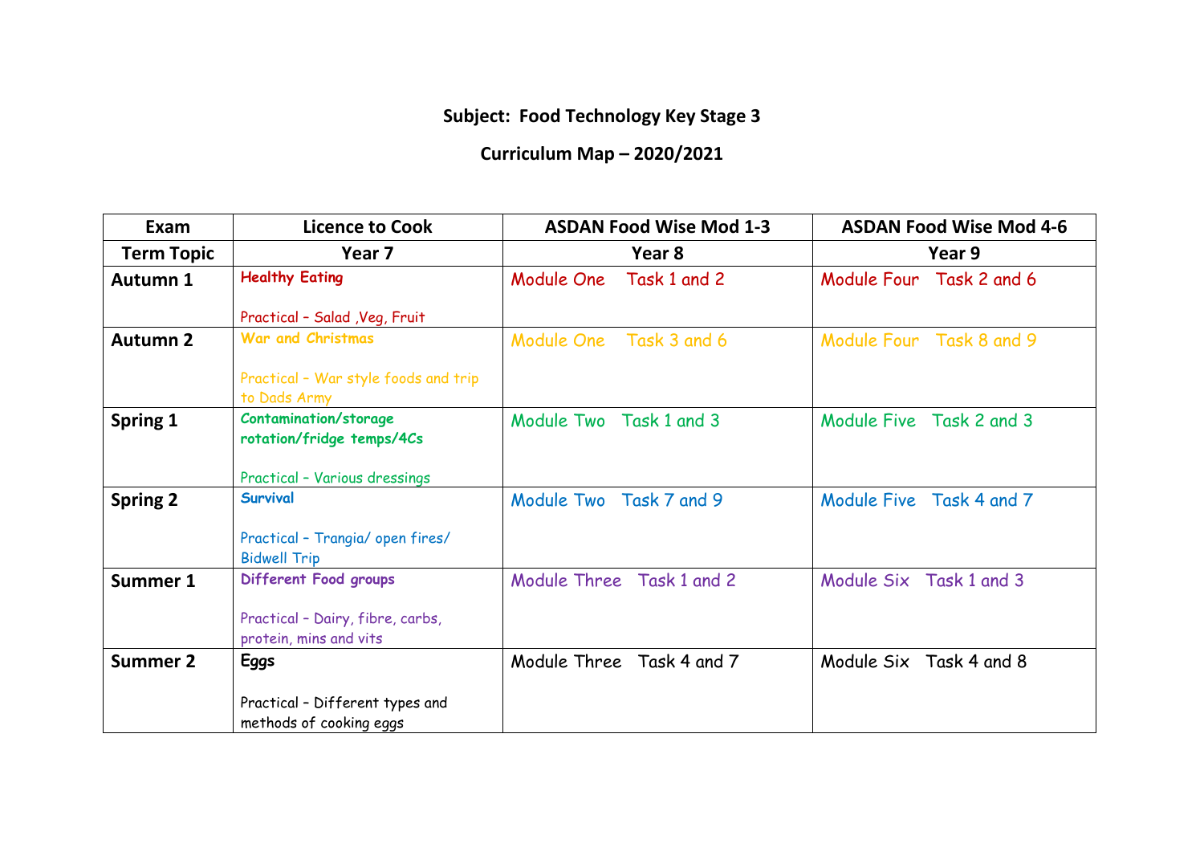**Subject: Food Technology Key Stage 3**

**Curriculum Map – 2020/2021**

| Exam | Licence to Cook | ASDAN Food Wise Mod 1-3 | ASDAN Food Wise Mod 4-6 |
|---|---|---|---|
| **Term Topic** | **Year 7** | **Year 8** | **Year 9** |
| **Autumn 1** | **Healthy Eating**<br><br>Practical – Salad ,Veg, Fruit | Module One Task 1 and 2 | Module Four Task 2 and 6 |
| **Autumn 2** | **War and Christmas**<br><br>Practical – War style foods and trip to Dads Army | Module One Task 3 and 6 | Module Four Task 8 and 9 |
| **Spring 1** | **Contamination/storage rotation/fridge temps/4Cs**<br><br>Practical – Various dressings | Module Two Task 1 and 3 | Module Five Task 2 and 3 |
| **Spring 2** | **Survival**<br><br>Practical – Trangia/ open fires/ Bidwell Trip | Module Two Task 7 and 9 | Module Five Task 4 and 7 |
| **Summer 1** | **Different Food groups**<br><br>Practical – Dairy, fibre, carbs, protein, mins and vits | Module Three Task 1 and 2 | Module Six Task 1 and 3 |
| **Summer 2** | **Eggs**<br><br>Practical – Different types and methods of cooking eggs | Module Three Task 4 and 7 | Module Six Task 4 and 8 |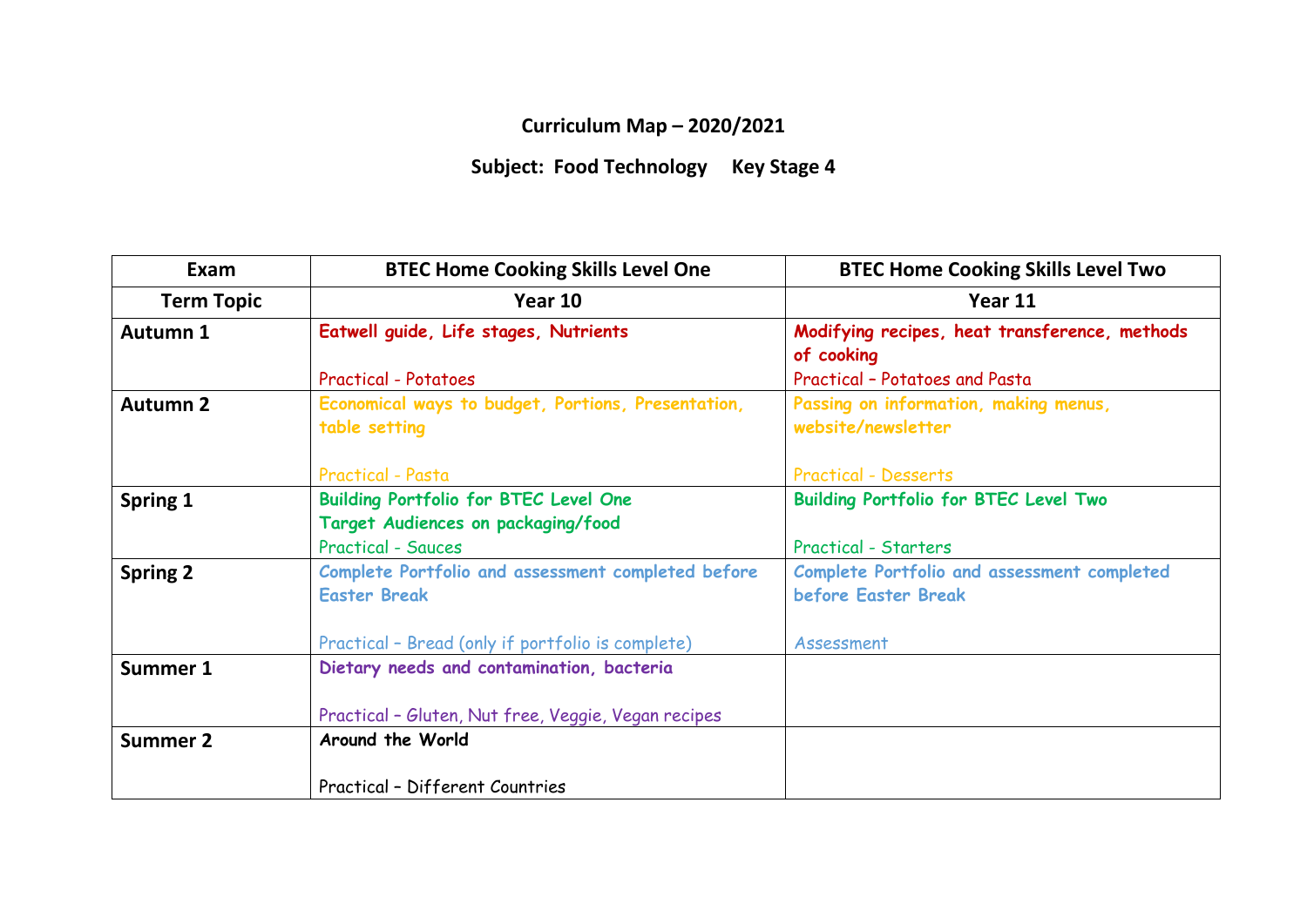# Curriculum Map – 2020/2021

## Subject: Food Technology Key Stage 4

| Exam | BTEC Home Cooking Skills Level One | BTEC Home Cooking Skills Level Two |
|---|---|---|
| **Term Topic** | **Year 10** | **Year 11** |
| **Autumn 1** | **Eatwell guide, Life stages, Nutrients**<br><br>Practical - Potatoes | **Modifying recipes, heat transference, methods of cooking**<br>Practical – Potatoes and Pasta |
| **Autumn 2** | **Economical ways to budget, Portions, Presentation, table setting**<br><br>Practical - Pasta | **Passing on information, making menus, website/newsletter**<br><br>Practical - Desserts |
| **Spring 1** | **Building Portfolio for BTEC Level One**<br>**Target Audiences on packaging/food**<br>Practical - Sauces | **Building Portfolio for BTEC Level Two**<br><br>Practical - Starters |
| **Spring 2** | **Complete Portfolio and assessment completed before Easter Break**<br><br>Practical – Bread (only if portfolio is complete) | **Complete Portfolio and assessment completed before Easter Break**<br><br>Assessment |
| **Summer 1** | **Dietary needs and contamination, bacteria**<br><br>Practical – Gluten, Nut free, Veggie, Vegan recipes | |
| **Summer 2** | **Around the World**<br><br>Practical – Different Countries | |